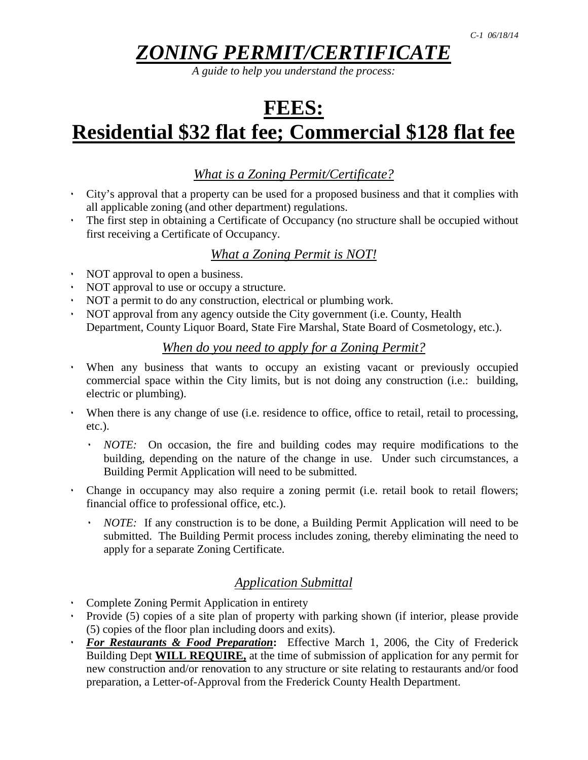C-1 06/18/14

# ***ZONING PERMIT/CERTIFICATE***

*A guide to help you understand the process:*

# FEES:
# Residential $32 flat fee; Commercial $128 flat fee

### *What is a Zoning Permit/Certificate?*

- City's approval that a property can be used for a proposed business and that it complies with all applicable zoning (and other department) regulations.
- The first step in obtaining a Certificate of Occupancy (no structure shall be occupied without first receiving a Certificate of Occupancy.

### *What a Zoning Permit is NOT!*

- NOT approval to open a business.
- NOT approval to use or occupy a structure.
- NOT a permit to do any construction, electrical or plumbing work.
- NOT approval from any agency outside the City government (i.e. County, Health Department, County Liquor Board, State Fire Marshal, State Board of Cosmetology, etc.).

### *When do you need to apply for a Zoning Permit?*

- When any business that wants to occupy an existing vacant or previously occupied commercial space within the City limits, but is not doing any construction (i.e.: building, electric or plumbing).
- When there is any change of use (i.e. residence to office, office to retail, retail to processing, etc.).
  - *NOTE:* On occasion, the fire and building codes may require modifications to the building, depending on the nature of the change in use. Under such circumstances, a Building Permit Application will need to be submitted.
- Change in occupancy may also require a zoning permit (i.e. retail book to retail flowers; financial office to professional office, etc.).
  - *NOTE:* If any construction is to be done, a Building Permit Application will need to be submitted. The Building Permit process includes zoning, thereby eliminating the need to apply for a separate Zoning Certificate.

### *Application Submittal*

- Complete Zoning Permit Application in entirety
- Provide (5) copies of a site plan of property with parking shown (if interior, please provide (5) copies of the floor plan including doors and exits).
- ***For Restaurants & Food Preparation*****:** Effective March 1, 2006, the City of Frederick Building Dept **WILL REQUIRE,** at the time of submission of application for any permit for new construction and/or renovation to any structure or site relating to restaurants and/or food preparation, a Letter-of-Approval from the Frederick County Health Department.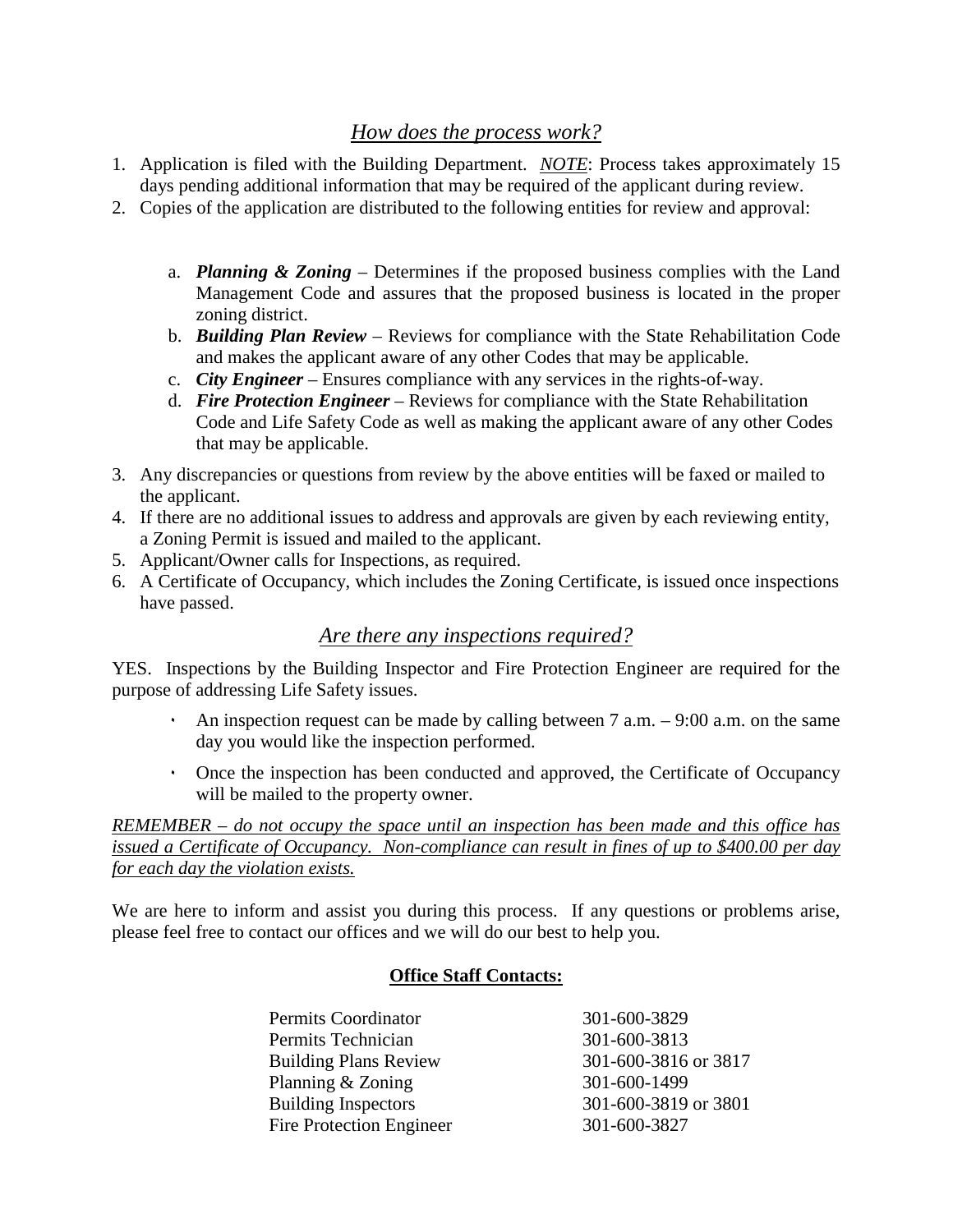## *How does the process work?*

1. Application is filed with the Building Department. *NOTE*: Process takes approximately 15 days pending additional information that may be required of the applicant during review.
2. Copies of the application are distributed to the following entities for review and approval:

    a. ***Planning & Zoning*** – Determines if the proposed business complies with the Land Management Code and assures that the proposed business is located in the proper zoning district.
    b. ***Building Plan Review*** – Reviews for compliance with the State Rehabilitation Code and makes the applicant aware of any other Codes that may be applicable.
    c. ***City Engineer*** – Ensures compliance with any services in the rights-of-way.
    d. ***Fire Protection Engineer*** – Reviews for compliance with the State Rehabilitation Code and Life Safety Code as well as making the applicant aware of any other Codes that may be applicable.

3. Any discrepancies or questions from review by the above entities will be faxed or mailed to the applicant.
4. If there are no additional issues to address and approvals are given by each reviewing entity, a Zoning Permit is issued and mailed to the applicant.
5. Applicant/Owner calls for Inspections, as required.
6. A Certificate of Occupancy, which includes the Zoning Certificate, is issued once inspections have passed.

## *Are there any inspections required?*

YES. Inspections by the Building Inspector and Fire Protection Engineer are required for the purpose of addressing Life Safety issues.

- An inspection request can be made by calling between 7 a.m. – 9:00 a.m. on the same day you would like the inspection performed.
- Once the inspection has been conducted and approved, the Certificate of Occupancy will be mailed to the property owner.

*REMEMBER – do not occupy the space until an inspection has been made and this office has issued a Certificate of Occupancy. Non-compliance can result in fines of up to $400.00 per day for each day the violation exists.*

We are here to inform and assist you during this process. If any questions or problems arise, please feel free to contact our offices and we will do our best to help you.

**Office Staff Contacts:**

| | |
|---|---|
| Permits Coordinator | 301-600-3829 |
| Permits Technician | 301-600-3813 |
| Building Plans Review | 301-600-3816 or 3817 |
| Planning & Zoning | 301-600-1499 |
| Building Inspectors | 301-600-3819 or 3801 |
| Fire Protection Engineer | 301-600-3827 |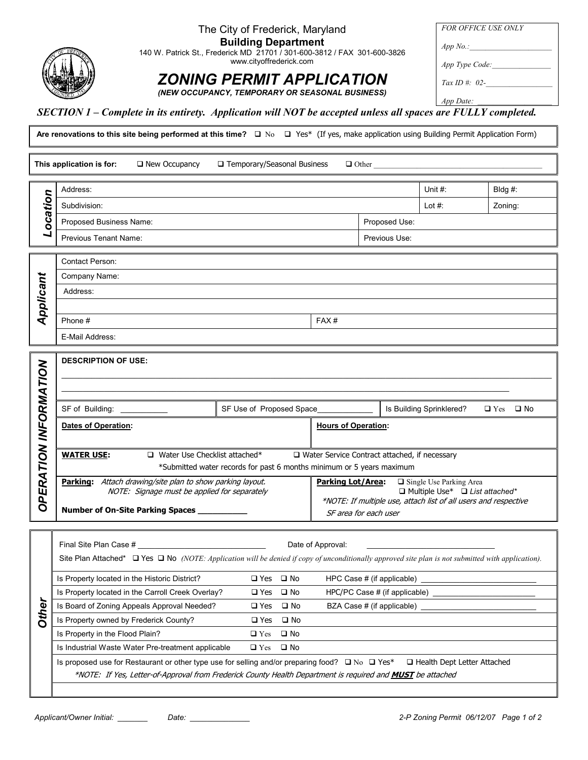The City of Frederick, Maryland

**Building Department**

140 W. Patrick St., Frederick MD 21701 / 301-600-3812 / FAX 301-600-3826

www.cityoffrederick.com

# ZONING PERMIT APPLICATION

*(NEW OCCUPANCY, TEMPORARY OR SEASONAL BUSINESS)*

*FOR OFFICE USE ONLY*

*App No.:* ____________________

*App Type Code:* ______________

*Tax ID #: 02-* ________________

*App Date:* ___________________

***SECTION 1 – Complete in its entirety. Application will NOT be accepted unless all spaces are FULLY completed.***

**Are renovations to this site being performed at this time?** ❑ No ❑ Yes* (If yes, make application using Building Permit Application Form)

**This application is for:** ❑ New Occupancy ❑ Temporary/Seasonal Business ❑ Other ________________________________________

## Location

| Address: | | Unit #: | Bldg #: |
|---|---|---|---|
| Subdivision: | | Lot #: | Zoning: |
| Proposed Business Name: | Proposed Use: | | |
| Previous Tenant Name: | Previous Use: | | |

## Applicant

| | |
|---|---|
| Contact Person: | |
| Company Name: | |
| Address: | |
| | |
| Phone # | FAX # |
| E-Mail Address: | |

## OPERATION INFORMATION

**DESCRIPTION OF USE:**

____________________________________________________________________________________________

____________________________________________________________________________________________

| SF of Building: ___________ | SF Use of Proposed Space_____________ | Is Building Sprinklered? ❑ Yes ❑ No |
|---|---|---|

| **Dates of Operation:** | **Hours of Operation:** |
|---|---|

**WATER USE:** ❑ Water Use Checklist attached* ❑ Water Service Contract attached, if necessary

*Submitted water records for past 6 months minimum or 5 years maximum

**Parking:** *Attach drawing/site plan to show parking layout.*
*NOTE: Signage must be applied for separately*

**Number of On-Site Parking Spaces __________**

**Parking Lot/Area:** ❑ Single Use Parking Area
❑ Multiple Use* ❑ *List attached**

**NOTE: If multiple use, attach list of all users and respective SF area for each user*

## Other

Final Site Plan Case # ______________________________ Date of Approval: ______________________________

Site Plan Attached* ❑ Yes ❑ No *(NOTE: Application will be denied if copy of unconditionally approved site plan is not submitted with application).*

| | | |
|---|---|---|
| Is Property located in the Historic District? | ❑ Yes ❑ No | HPC Case # (if applicable) ___________________________ |
| Is Property located in the Carroll Creek Overlay? | ❑ Yes ❑ No | HPC/PC Case # (if applicable) ________________________ |
| Is Board of Zoning Appeals Approval Needed? | ❑ Yes ❑ No | BZA Case # (if applicable) ___________________________ |
| Is Property owned by Frederick County? | ❑ Yes ❑ No | |
| Is Property in the Flood Plain? | ❑ Yes ❑ No | |
| Is Industrial Waste Water Pre-treatment applicable | ❑ Yes ❑ No | |

Is proposed use for Restaurant or other type use for selling and/or preparing food? ❑ No ❑ Yes* ❑ Health Dept Letter Attached

**NOTE: If Yes, Letter-of-Approval from Frederick County Health Department is required and* ***MUST*** *be attached*

*Applicant/Owner Initial:* _______ *Date:* ______________

*2-P Zoning Permit 06/12/07*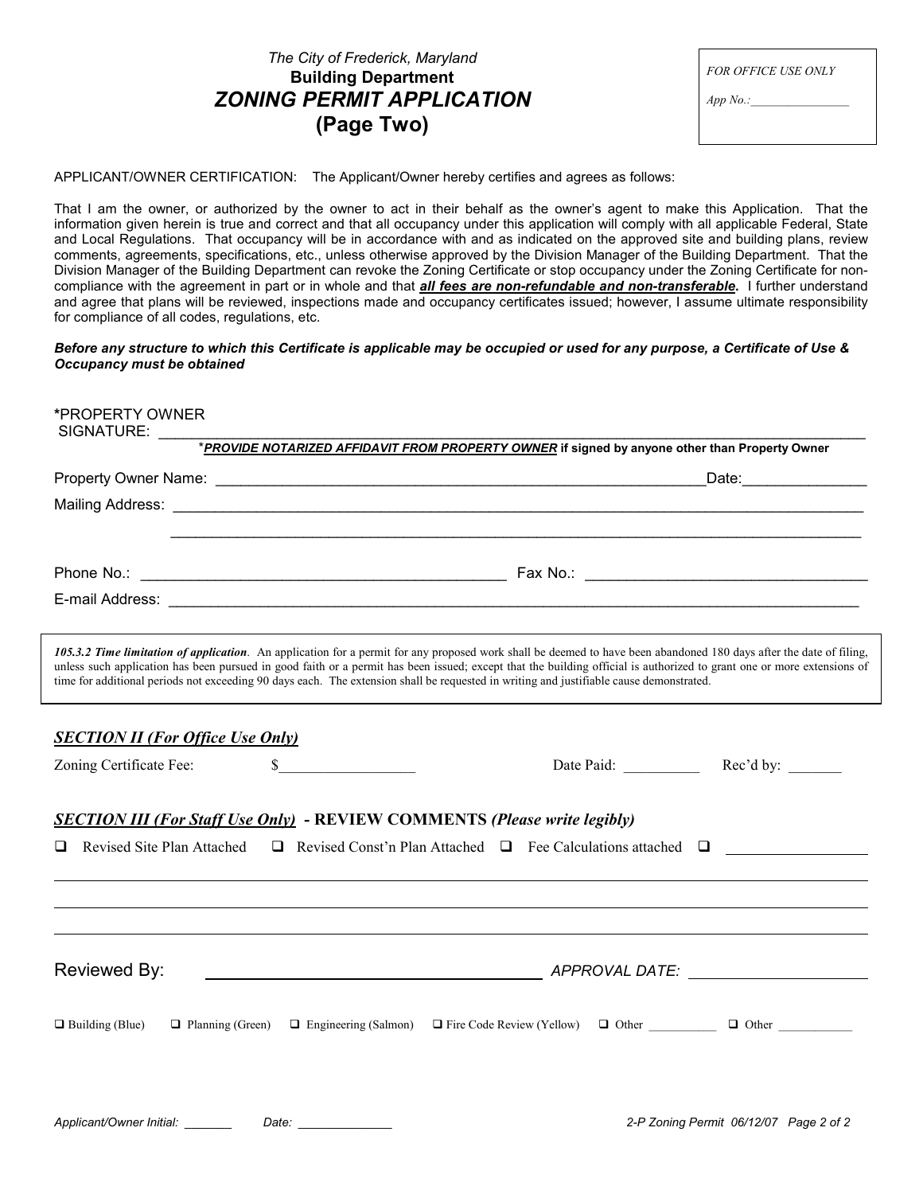The City of Frederick, Maryland

**Building Department**

# *ZONING PERMIT APPLICATION*

## (Page Two)

*FOR OFFICE USE ONLY*

*App No.:*_______________

APPLICANT/OWNER CERTIFICATION: The Applicant/Owner hereby certifies and agrees as follows:

That I am the owner, or authorized by the owner to act in their behalf as the owner's agent to make this Application. That the information given herein is true and correct and that all occupancy under this application will comply with all applicable Federal, State and Local Regulations. That occupancy will be in accordance with and as indicated on the approved site and building plans, review comments, agreements, specifications, etc., unless otherwise approved by the Division Manager of the Building Department. That the Division Manager of the Building Department can revoke the Zoning Certificate or stop occupancy under the Zoning Certificate for non-compliance with the agreement in part or in whole and that ***all fees are non-refundable and non-transferable*****.** I further understand and agree that plans will be reviewed, inspections made and occupancy certificates issued; however, I assume ultimate responsibility for compliance of all codes, regulations, etc.

***Before any structure to which this Certificate is applicable may be occupied or used for any purpose, a Certificate of Use & Occupancy must be obtained***

**\***PROPERTY OWNER SIGNATURE: ______________________________________________________________

\****PROVIDE NOTARIZED AFFIDAVIT FROM PROPERTY OWNER*** **if signed by anyone other than Property Owner**

Property Owner Name: ______________________________________________ Date:_______________

Mailing Address: ______________________________________________________________________

______________________________________________________________________

Phone No.: ____________________________________ Fax No.: ____________________________

E-mail Address: _______________________________________________________________________

***105.3.2 Time limitation of application***. An application for a permit for any proposed work shall be deemed to have been abandoned 180 days after the date of filing, unless such application has been pursued in good faith or a permit has been issued; except that the building official is authorized to grant one or more extensions of time for additional periods not exceeding 90 days each. The extension shall be requested in writing and justifiable cause demonstrated.

### ***SECTION II (For Office Use Only)***

Zoning Certificate Fee: $_________________ Date Paid: __________ Rec'd by: _______

### ***SECTION III (For Staff Use Only)*** - REVIEW COMMENTS *(Please write legibly)*

☐ Revised Site Plan Attached ☐ Revised Const'n Plan Attached ☐ Fee Calculations attached ☐ _______________

______________________________________________________________________

______________________________________________________________________

______________________________________________________________________

Reviewed By: ______________________________ *APPROVAL DATE:* ____________________

☐ Building (Blue) ☐ Planning (Green) ☐ Engineering (Salmon) ☐ Fire Code Review (Yellow) ☐ Other __________ ☐ Other __________

*Applicant/Owner Initial:* _______ *Date:* _____________

*2-P Zoning Permit 06/12/07*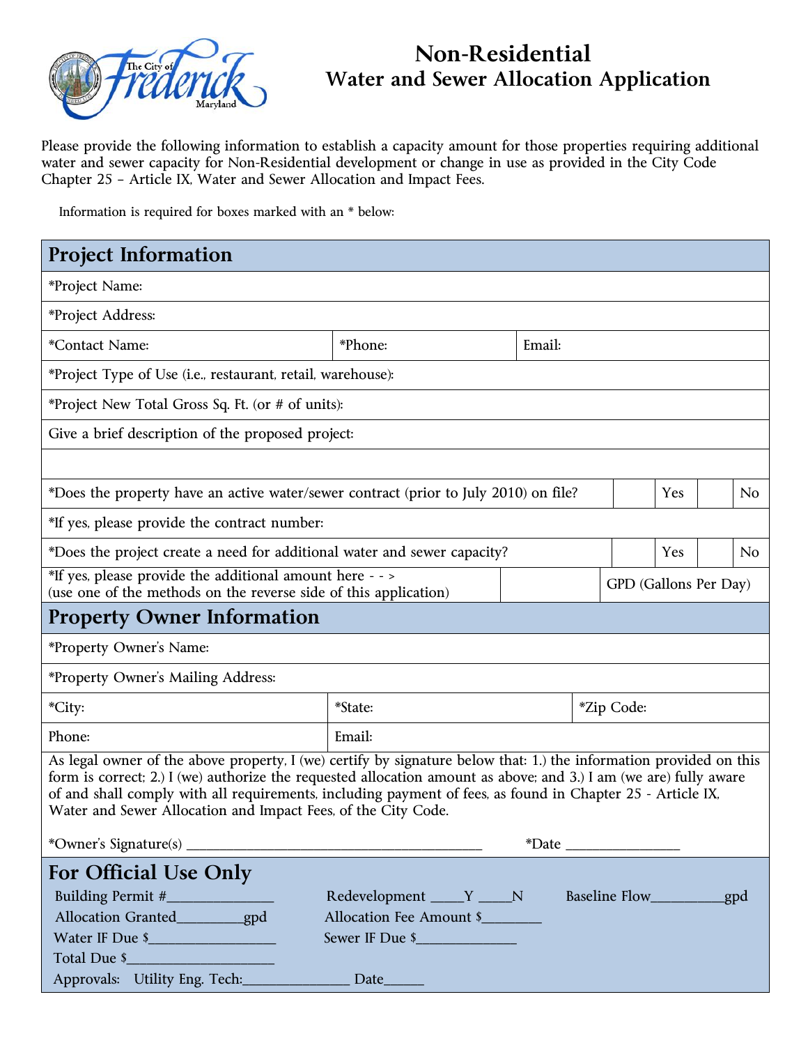# Non-Residential
## Water and Sewer Allocation Application

Please provide the following information to establish a capacity amount for those properties requiring additional water and sewer capacity for Non-Residential development or change in use as provided in the City Code Chapter 25 – Article IX, Water and Sewer Allocation and Impact Fees.

Information is required for boxes marked with an * below:

## Project Information

| | | | | | |
|---|---|---|---|---|---|
| *Project Name: | | | | | |
| *Project Address: | | | | | |
| *Contact Name: | *Phone: | Email: | | | |
| *Project Type of Use (i.e., restaurant, retail, warehouse): | | | | | |
| *Project New Total Gross Sq. Ft. (or # of units): | | | | | |
| Give a brief description of the proposed project: | | | | | |
| | | | | | |
| *Does the property have an active water/sewer contract (prior to July 2010) on file? | | Yes | | No | |
| *If yes, please provide the contract number: | | | | | |
| *Does the project create a need for additional water and sewer capacity? | | Yes | | No | |
| *If yes, please provide the additional amount here - - > (use one of the methods on the reverse side of this application) | | GPD (Gallons Per Day) | | | |

## Property Owner Information

| | | |
|---|---|---|
| *Property Owner's Name: | | |
| *Property Owner's Mailing Address: | | |
| *City: | *State: | *Zip Code: |
| Phone: | Email: | |

As legal owner of the above property, I (we) certify by signature below that: 1.) the information provided on this form is correct; 2.) I (we) authorize the requested allocation amount as above; and 3.) I am (we are) fully aware of and shall comply with all requirements, including payment of fees, as found in Chapter 25 - Article IX, Water and Sewer Allocation and Impact Fees, of the City Code.

*Owner's Signature(s) ___________________________________ *Date ______________

## For Official Use Only

Building Permit #______________ Redevelopment ____Y ____N Baseline Flow_________gpd

Allocation Granted_________gpd Allocation Fee Amount $________

Water IF Due $_________________ Sewer IF Due $_____________

Total Due $___________________

Approvals: Utility Eng. Tech:______________ Date_____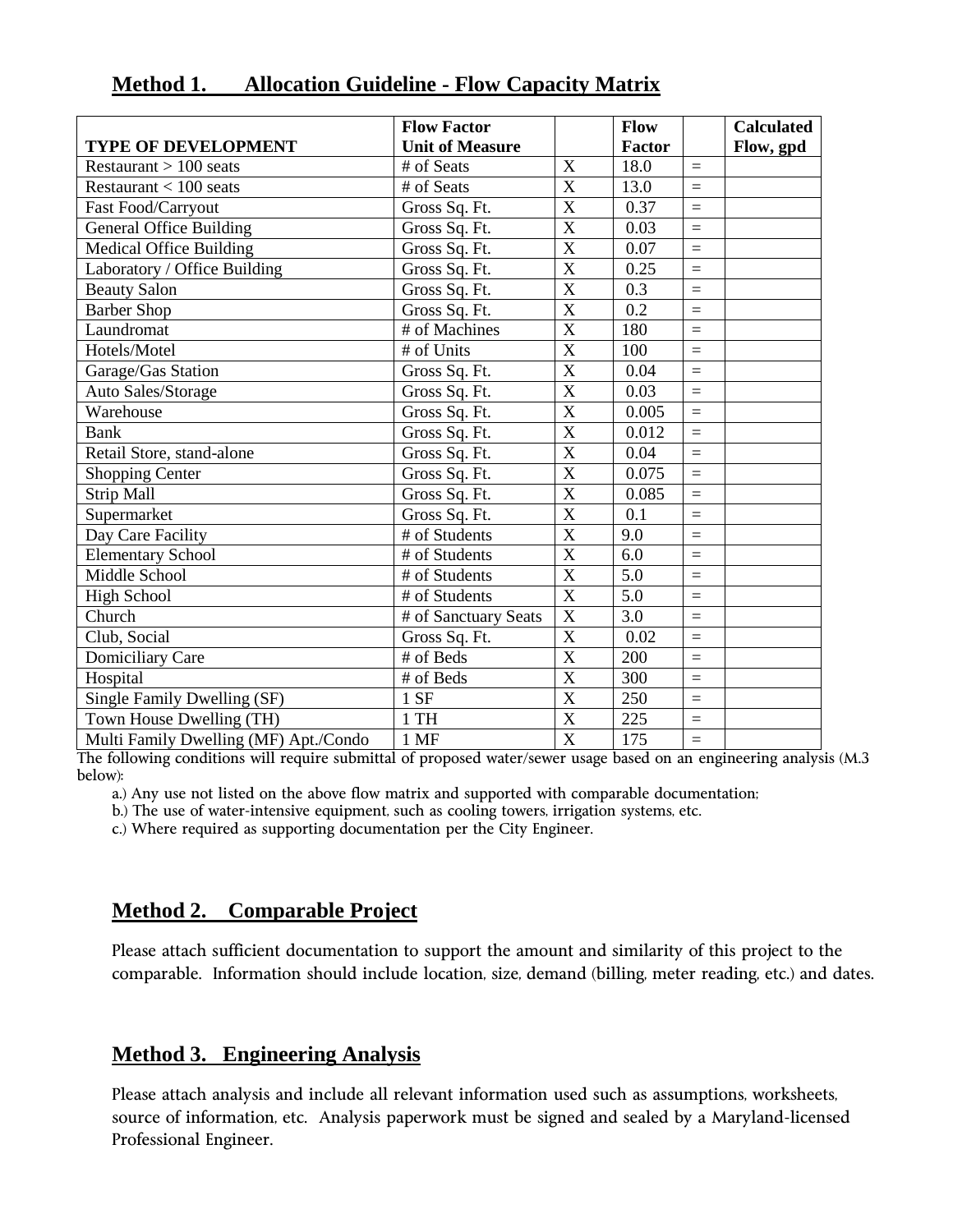## Method 1. Allocation Guideline - Flow Capacity Matrix

| TYPE OF DEVELOPMENT | Flow Factor Unit of Measure | | Flow Factor | | Calculated Flow, gpd |
|---|---|---|---|---|---|
| Restaurant > 100 seats | # of Seats | X | 18.0 | = | |
| Restaurant < 100 seats | # of Seats | X | 13.0 | = | |
| Fast Food/Carryout | Gross Sq. Ft. | X | 0.37 | = | |
| General Office Building | Gross Sq. Ft. | X | 0.03 | = | |
| Medical Office Building | Gross Sq. Ft. | X | 0.07 | = | |
| Laboratory / Office Building | Gross Sq. Ft. | X | 0.25 | = | |
| Beauty Salon | Gross Sq. Ft. | X | 0.3 | = | |
| Barber Shop | Gross Sq. Ft. | X | 0.2 | = | |
| Laundromat | # of Machines | X | 180 | = | |
| Hotels/Motel | # of Units | X | 100 | = | |
| Garage/Gas Station | Gross Sq. Ft. | X | 0.04 | = | |
| Auto Sales/Storage | Gross Sq. Ft. | X | 0.03 | = | |
| Warehouse | Gross Sq. Ft. | X | 0.005 | = | |
| Bank | Gross Sq. Ft. | X | 0.012 | = | |
| Retail Store, stand-alone | Gross Sq. Ft. | X | 0.04 | = | |
| Shopping Center | Gross Sq. Ft. | X | 0.075 | = | |
| Strip Mall | Gross Sq. Ft. | X | 0.085 | = | |
| Supermarket | Gross Sq. Ft. | X | 0.1 | = | |
| Day Care Facility | # of Students | X | 9.0 | = | |
| Elementary School | # of Students | X | 6.0 | = | |
| Middle School | # of Students | X | 5.0 | = | |
| High School | # of Students | X | 5.0 | = | |
| Church | # of Sanctuary Seats | X | 3.0 | = | |
| Club, Social | Gross Sq. Ft. | X | 0.02 | = | |
| Domiciliary Care | # of Beds | X | 200 | = | |
| Hospital | # of Beds | X | 300 | = | |
| Single Family Dwelling (SF) | 1 SF | X | 250 | = | |
| Town House Dwelling (TH) | 1 TH | X | 225 | = | |
| Multi Family Dwelling (MF) Apt./Condo | 1 MF | X | 175 | = | |

The following conditions will require submittal of proposed water/sewer usage based on an engineering analysis (M.3 below):

a.) Any use not listed on the above flow matrix and supported with comparable documentation;
b.) The use of water-intensive equipment, such as cooling towers, irrigation systems, etc.
c.) Where required as supporting documentation per the City Engineer.

## Method 2. Comparable Project

Please attach sufficient documentation to support the amount and similarity of this project to the comparable. Information should include location, size, demand (billing, meter reading, etc.) and dates.

## Method 3. Engineering Analysis

Please attach analysis and include all relevant information used such as assumptions, worksheets, source of information, etc. Analysis paperwork must be signed and sealed by a Maryland-licensed Professional Engineer.